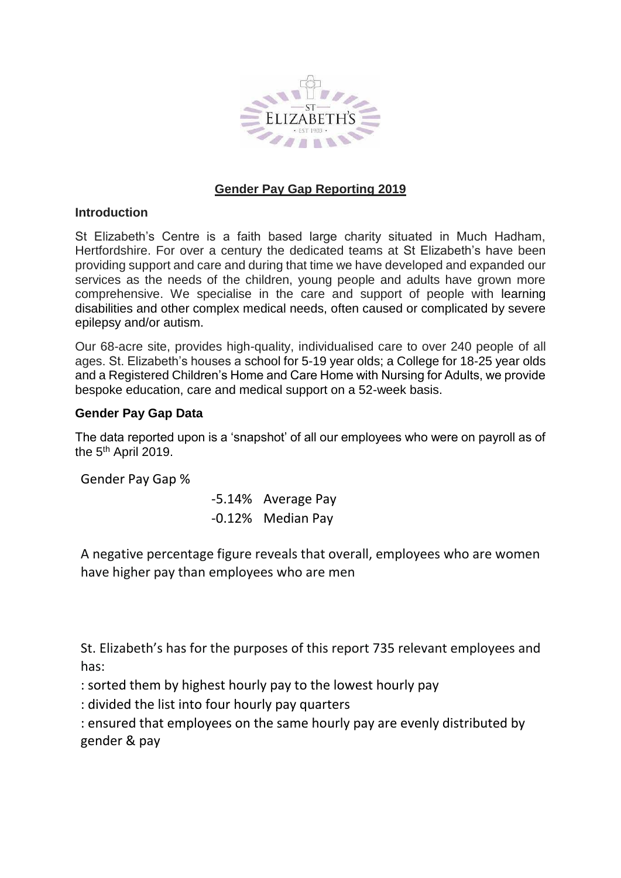# Gender Pay Gap Reporting 2019

## Introduction

St Elizabeth's Centre is a faith based large charity situated in Much Hadham, Hertfordshire. For over a century the dedicated teams at St Elizabeth's have been providing support and care and during that time we have developed and expanded our services as the needs of the children, young people and adults have grown more comprehensive. We specialise in the care and support of people with learning disabilities and other complex medical needs, often caused or complicated by severe epilepsy and/or autism.

Our 68-acre site, provides high-quality, individualised care to over 240 people of all ages. St. Elizabeth's houses a school for 5-19 year olds; a College for 18-25 year olds and a Registered Children's Home and Care Home with Nursing for Adults, we provide bespoke education, care and medical support on a 52-week basis.

## Gender Pay Gap Data

The data reported upon is a 'snapshot' of all our employees who were on payroll as of the 5th April 2019.

Gender Pay Gap %

| | |
|---|---|
| -5.14% | Average Pay |
| -0.12% | Median Pay |

A negative percentage figure reveals that overall, employees who are women have higher pay than employees who are men

St. Elizabeth's has for the purposes of this report 735 relevant employees and has:

: sorted them by highest hourly pay to the lowest hourly pay

: divided the list into four hourly pay quarters

: ensured that employees on the same hourly pay are evenly distributed by gender & pay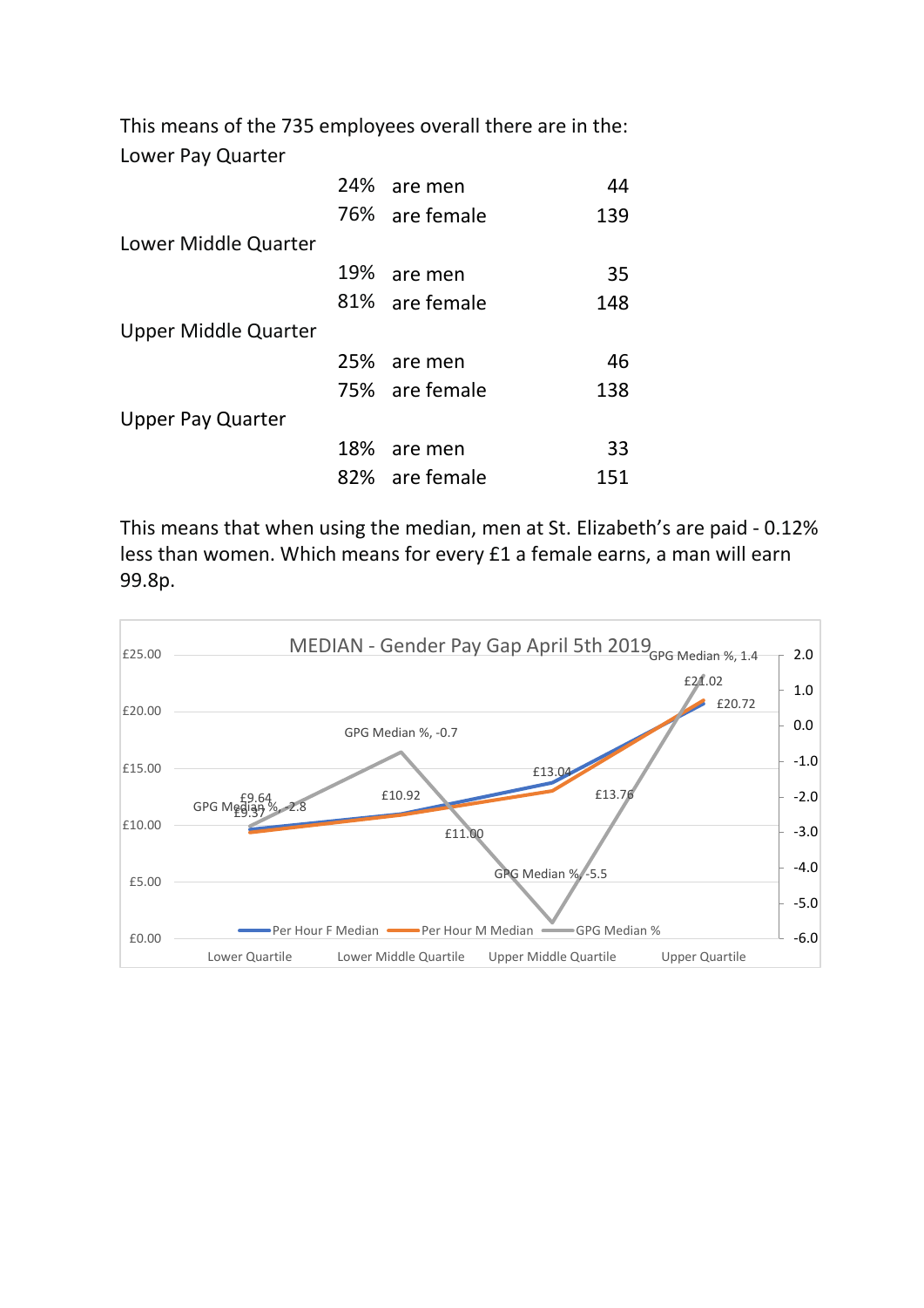This means of the 735 employees overall there are in the:

Lower Pay Quarter

| | | |
|---|---|---|
| 24% | are men | 44 |
| 76% | are female | 139 |

Lower Middle Quarter

| | | |
|---|---|---|
| 19% | are men | 35 |
| 81% | are female | 148 |

Upper Middle Quarter

| | | |
|---|---|---|
| 25% | are men | 46 |
| 75% | are female | 138 |

Upper Pay Quarter

| | | |
|---|---|---|
| 18% | are men | 33 |
| 82% | are female | 151 |

This means that when using the median, men at St. Elizabeth's are paid - 0.12% less than women. Which means for every £1 a female earns, a man will earn 99.8p.

MEDIAN - Gender Pay Gap April 5th 2019

| | Lower Quartile | Lower Middle Quartile | Upper Middle Quartile | Upper Quartile |
|---|---|---|---|---|
| Per Hour F Median | £9.64 | £10.92 | £13.76 | £20.72 |
| Per Hour M Median | £9.37 | £11.00 | £13.04 | £21.02 |
| GPG Median % | -2.8 | -0.7 | -5.5 | 1.4 |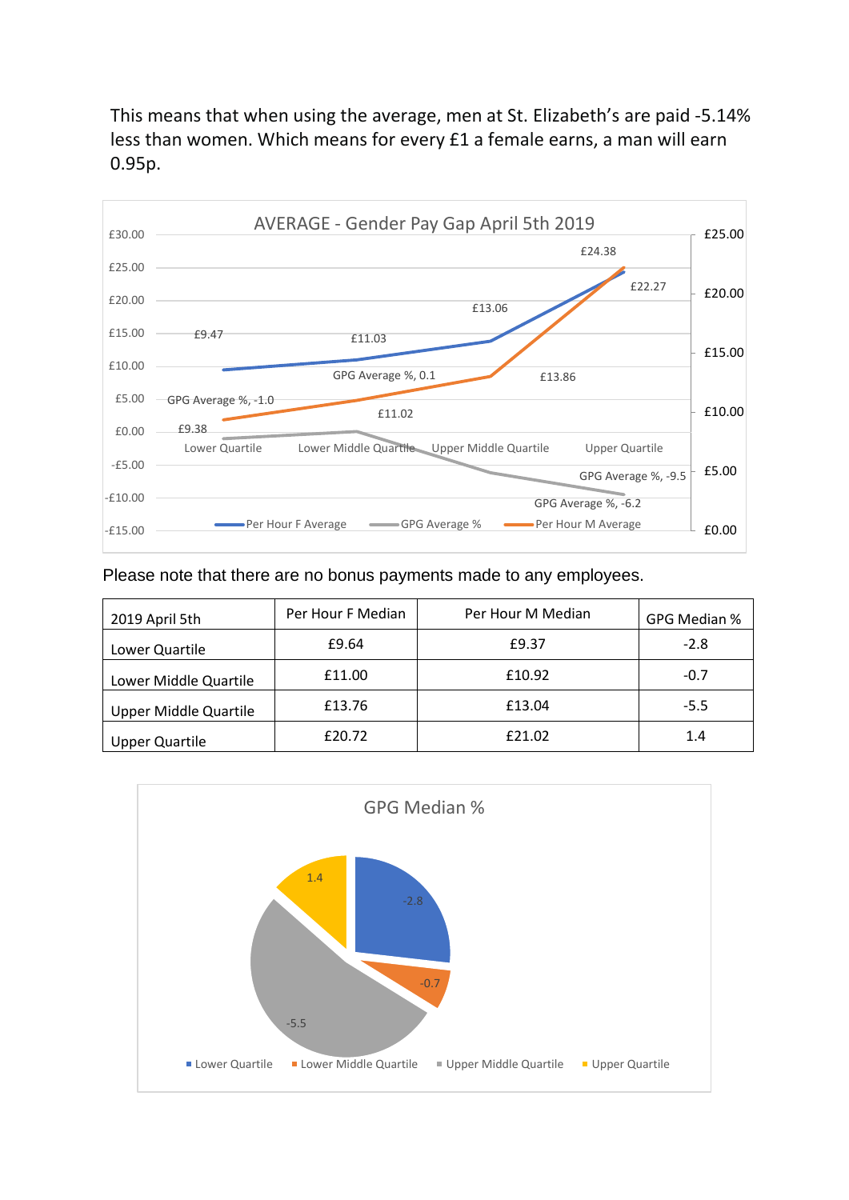This means that when using the average, men at St. Elizabeth's are paid -5.14% less than women. Which means for every £1 a female earns, a man will earn 0.95p.

Please note that there are no bonus payments made to any employees.

| 2019 April 5th | Per Hour F Median | Per Hour M Median | GPG Median % |
|---|---|---|---|
| Lower Quartile | £9.64 | £9.37 | -2.8 |
| Lower Middle Quartile | £11.00 | £10.92 | -0.7 |
| Upper Middle Quartile | £13.76 | £13.04 | -5.5 |
| Upper Quartile | £20.72 | £21.02 | 1.4 |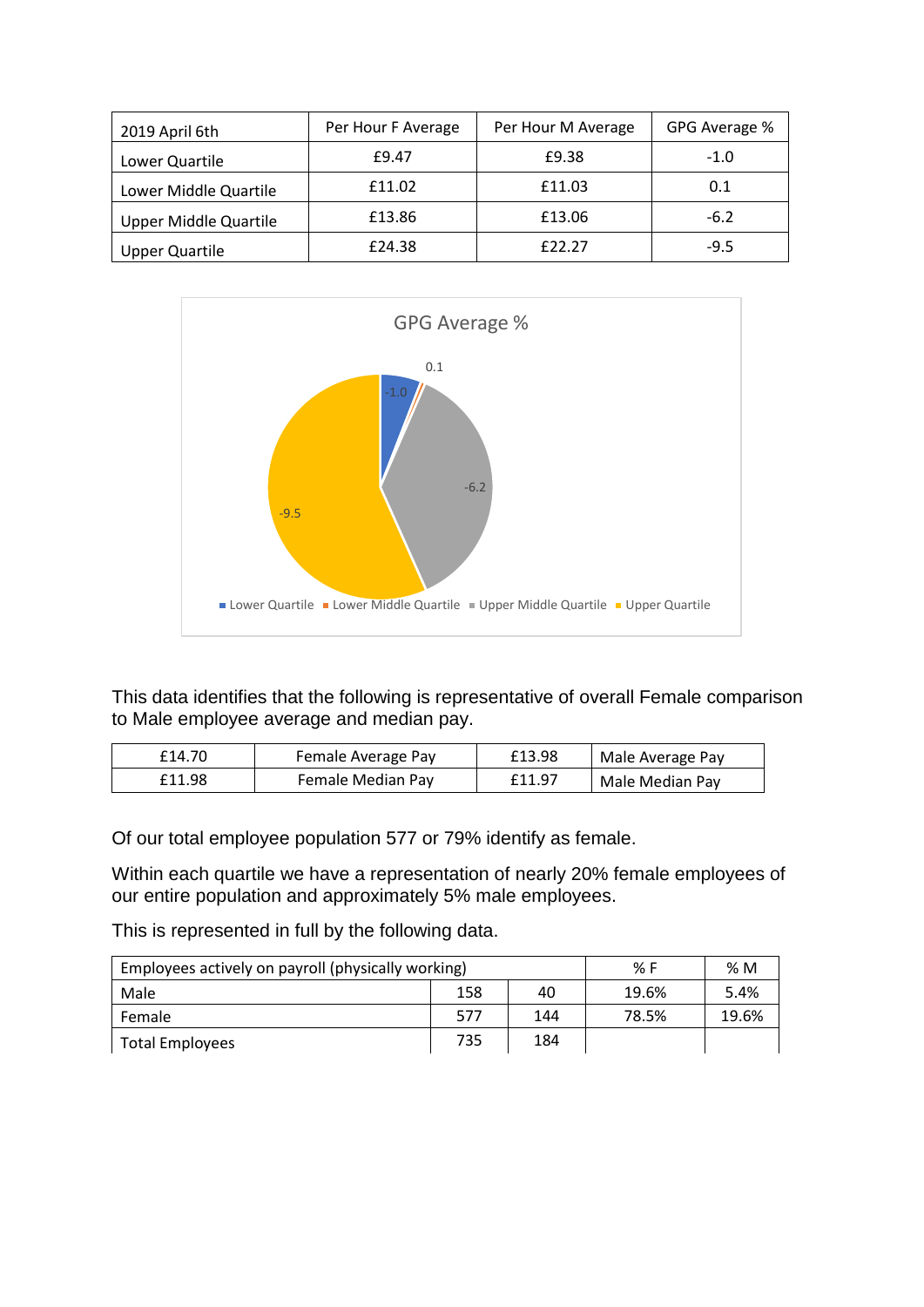| 2019 April 6th | Per Hour F Average | Per Hour M Average | GPG Average % |
|---|---|---|---|
| Lower Quartile | £9.47 | £9.38 | -1.0 |
| Lower Middle Quartile | £11.02 | £11.03 | 0.1 |
| Upper Middle Quartile | £13.86 | £13.06 | -6.2 |
| Upper Quartile | £24.38 | £22.27 | -9.5 |

GPG Average %

This data identifies that the following is representative of overall Female comparison to Male employee average and median pay.

| £14.70 | Female Average Pay | £13.98 | Male Average Pay |
|---|---|---|---|
| £11.98 | Female Median Pay | £11.97 | Male Median Pay |

Of our total employee population 577 or 79% identify as female.

Within each quartile we have a representation of nearly 20% female employees of our entire population and approximately 5% male employees.

This is represented in full by the following data.

| Employees actively on payroll (physically working) | | | % F | % M |
|---|---|---|---|---|
| Male | 158 | 40 | 19.6% | 5.4% |
| Female | 577 | 144 | 78.5% | 19.6% |
| Total Employees | 735 | 184 | | |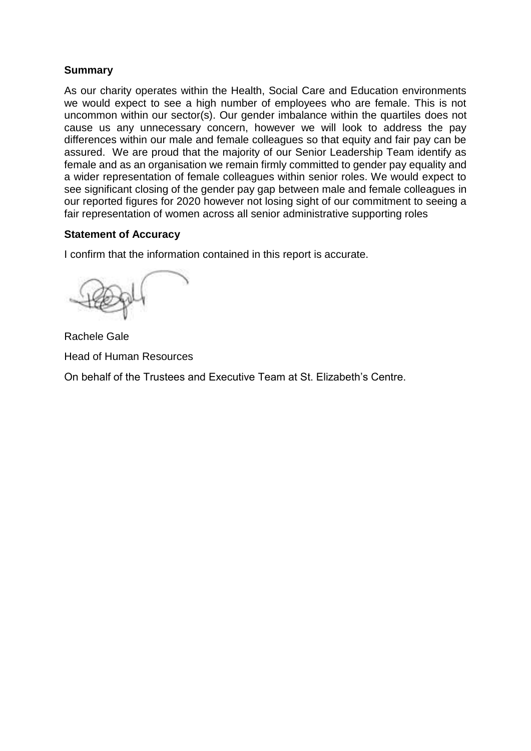**Summary**

As our charity operates within the Health, Social Care and Education environments we would expect to see a high number of employees who are female. This is not uncommon within our sector(s). Our gender imbalance within the quartiles does not cause us any unnecessary concern, however we will look to address the pay differences within our male and female colleagues so that equity and fair pay can be assured. We are proud that the majority of our Senior Leadership Team identify as female and as an organisation we remain firmly committed to gender pay equality and a wider representation of female colleagues within senior roles. We would expect to see significant closing of the gender pay gap between male and female colleagues in our reported figures for 2020 however not losing sight of our commitment to seeing a fair representation of women across all senior administrative supporting roles

**Statement of Accuracy**

I confirm that the information contained in this report is accurate.

Rachele Gale

Head of Human Resources

On behalf of the Trustees and Executive Team at St. Elizabeth's Centre.